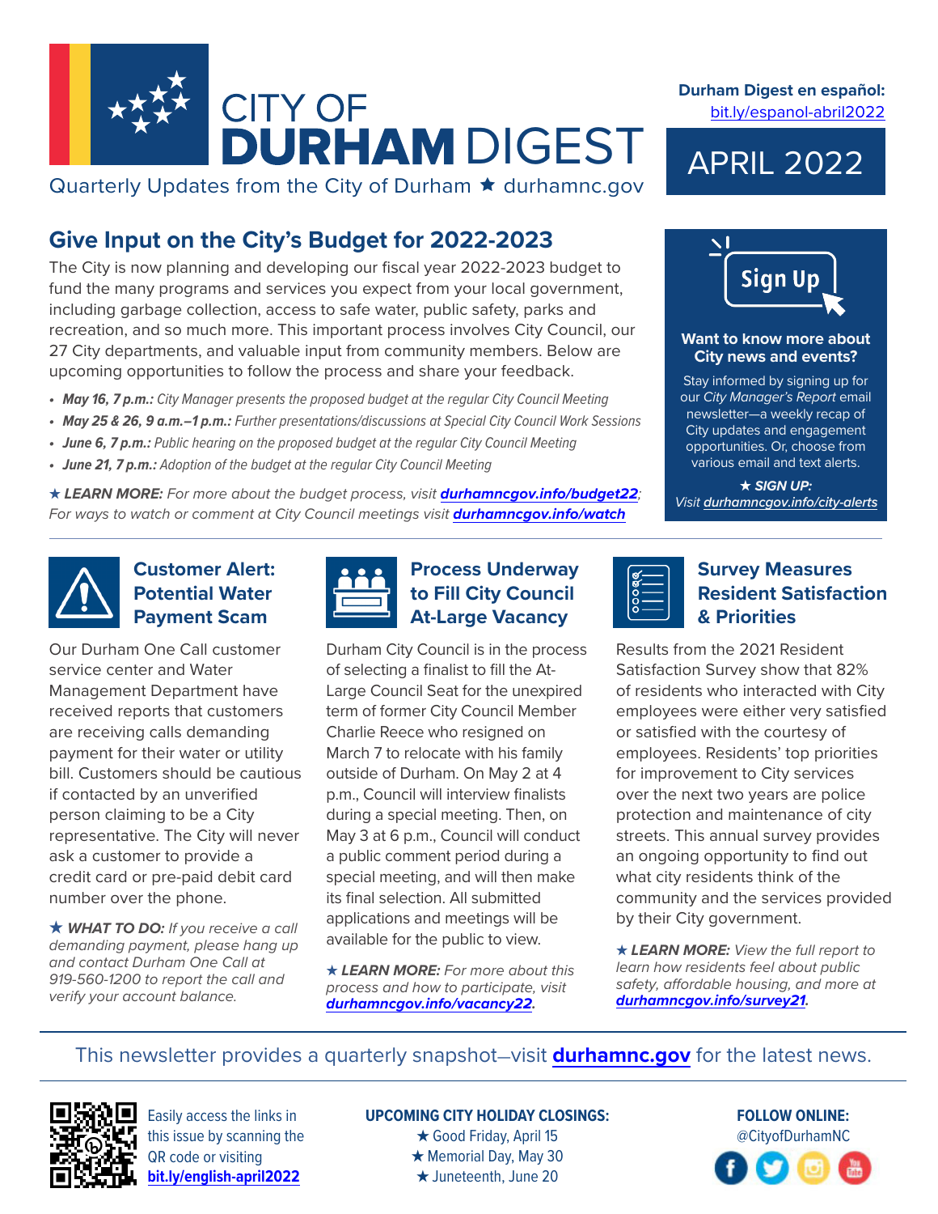# CITY OF DURHAM DIGEST

Quarterly Updates from the City of Durham ★ durhamnc.gov

**Durham Digest en español:** bit.ly/espanol-abril2022

APRIL 2022

## Give Input on the City's Budget for 2022-2023

The City is now planning and developing our fiscal year 2022-2023 budget to fund the many programs and services you expect from your local government, including garbage collection, access to safe water, public safety, parks and recreation, and so much more. This important process involves City Council, our 27 City departments, and valuable input from community members. Below are upcoming opportunities to follow the process and share your feedback.

- ***May 16, 7 p.m.:*** *City Manager presents the proposed budget at the regular City Council Meeting*
- ***May 25 & 26, 9 a.m.–1 p.m.:*** *Further presentations/discussions at Special City Council Work Sessions*
- ***June 6, 7 p.m.:*** *Public hearing on the proposed budget at the regular City Council Meeting*
- ***June 21, 7 p.m.:*** *Adoption of the budget at the regular City Council Meeting*

★ ***LEARN MORE:*** *For more about the budget process, visit* ***durhamncgov.info/budget22****; For ways to watch or comment at City Council meetings visit* ***durhamncgov.info/watch***

### Sign Up

**Want to know more about City news and events?**

Stay informed by signing up for our *City Manager's Report* email newsletter—a weekly recap of City updates and engagement opportunities. Or, choose from various email and text alerts.

★ ***SIGN UP:*** *Visit durhamncgov.info/city-alerts*

## Customer Alert: Potential Water Payment Scam

Our Durham One Call customer service center and Water Management Department have received reports that customers are receiving calls demanding payment for their water or utility bill. Customers should be cautious if contacted by an unverified person claiming to be a City representative. The City will never ask a customer to provide a credit card or pre-paid debit card number over the phone.

★ ***WHAT TO DO:*** *If you receive a call demanding payment, please hang up and contact Durham One Call at 919-560-1200 to report the call and verify your account balance.*

## Process Underway to Fill City Council At-Large Vacancy

Durham City Council is in the process of selecting a finalist to fill the At-Large Council Seat for the unexpired term of former City Council Member Charlie Reece who resigned on March 7 to relocate with his family outside of Durham. On May 2 at 4 p.m., Council will interview finalists during a special meeting. Then, on May 3 at 6 p.m., Council will conduct a public comment period during a special meeting, and will then make its final selection. All submitted applications and meetings will be available for the public to view.

★ ***LEARN MORE:*** *For more about this process and how to participate, visit* ***durhamncgov.info/vacancy22****.*

## Survey Measures Resident Satisfaction & Priorities

Results from the 2021 Resident Satisfaction Survey show that 82% of residents who interacted with City employees were either very satisfied or satisfied with the courtesy of employees. Residents' top priorities for improvement to City services over the next two years are police protection and maintenance of city streets. This annual survey provides an ongoing opportunity to find out what city residents think of the community and the services provided by their City government.

★ ***LEARN MORE:*** *View the full report to learn how residents feel about public safety, affordable housing, and more at* ***durhamncgov.info/survey21****.*

This newsletter provides a quarterly snapshot—visit **durhamnc.gov** for the latest news.

Easily access the links in this issue by scanning the QR code or visiting **bit.ly/english-april2022**

**UPCOMING CITY HOLIDAY CLOSINGS:**
★ Good Friday, April 15
★ Memorial Day, May 30
★ Juneteenth, June 20

**FOLLOW ONLINE:**
@CityofDurhamNC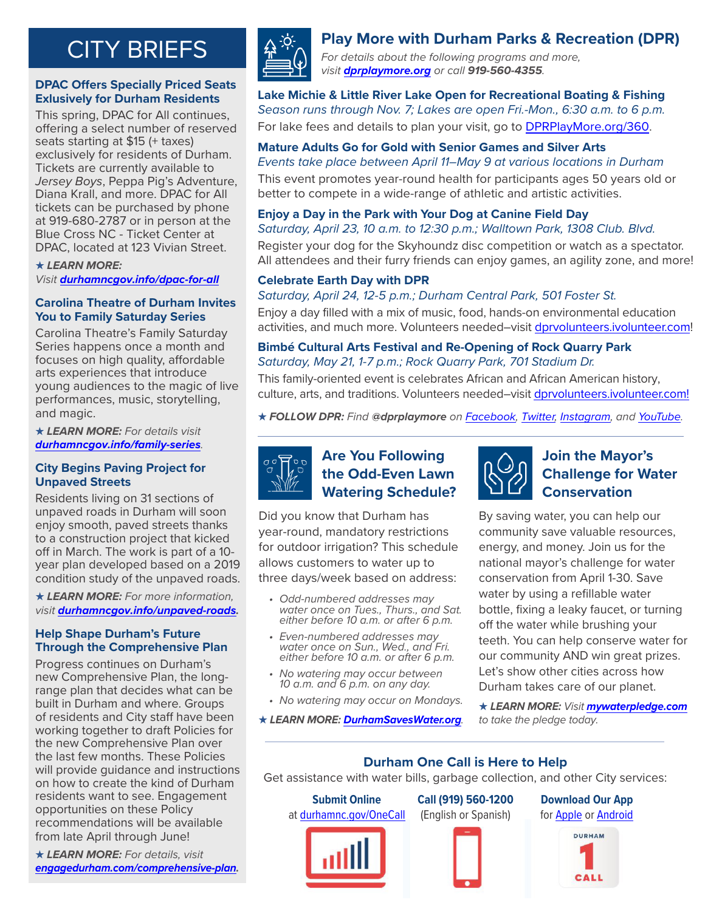# CITY BRIEFS

### DPAC Offers Specially Priced Seats Exlusively for Durham Residents

This spring, DPAC for All continues, offering a select number of reserved seats starting at $15 (+ taxes) exclusively for residents of Durham. Tickets are currently available to *Jersey Boys*, Peppa Pig's Adventure, Diana Krall, and more. DPAC for All tickets can be purchased by phone at 919-680-2787 or in person at the Blue Cross NC - Ticket Center at DPAC, located at 123 Vivian Street.

★ ***LEARN MORE:***
*Visit **durhamncgov.info/dpac-for-all***

### Carolina Theatre of Durham Invites You to Family Saturday Series

Carolina Theatre's Family Saturday Series happens once a month and focuses on high quality, affordable arts experiences that introduce young audiences to the magic of live performances, music, storytelling, and magic.

★ ***LEARN MORE:** For details visit **durhamncgov.info/family-series**.*

### City Begins Paving Project for Unpaved Streets

Residents living on 31 sections of unpaved roads in Durham will soon enjoy smooth, paved streets thanks to a construction project that kicked off in March. The work is part of a 10-year plan developed based on a 2019 condition study of the unpaved roads.

★ ***LEARN MORE:** For more information, visit **durhamncgov.info/unpaved-roads**.*

### Help Shape Durham's Future Through the Comprehensive Plan

Progress continues on Durham's new Comprehensive Plan, the long-range plan that decides what can be built in Durham and where. Groups of residents and City staff have been working together to draft Policies for the new Comprehensive Plan over the last few months. These Policies will provide guidance and instructions on how to create the kind of Durham residents want to see. Engagement opportunities on these Policy recommendations will be available from late April through June!

★ ***LEARN MORE:** For details, visit **engagedurham.com/comprehensive-plan**.*

## Play More with Durham Parks & Recreation (DPR)

*For details about the following programs and more, visit **dprplaymore.org** or call **919-560-4355**.*

### Lake Michie & Little River Lake Open for Recreational Boating & Fishing

*Season runs through Nov. 7; Lakes are open Fri.-Mon., 6:30 a.m. to 6 p.m.*

For lake fees and details to plan your visit, go to DPRPlayMore.org/360.

### Mature Adults Go for Gold with Senior Games and Silver Arts

*Events take place between April 11–May 9 at various locations in Durham*

This event promotes year-round health for participants ages 50 years old or better to compete in a wide-range of athletic and artistic activities.

### Enjoy a Day in the Park with Your Dog at Canine Field Day

*Saturday, April 23, 10 a.m. to 12:30 p.m.; Walltown Park, 1308 Club. Blvd.*

Register your dog for the Skyhoundz disc competition or watch as a spectator. All attendees and their furry friends can enjoy games, an agility zone, and more!

### Celebrate Earth Day with DPR

*Saturday, April 24, 12-5 p.m.; Durham Central Park, 501 Foster St.*

Enjoy a day filled with a mix of music, food, hands-on environmental education activities, and much more. Volunteers needed–visit dprvolunteers.ivolunteer.com!

### Bimbé Cultural Arts Festival and Re-Opening of Rock Quarry Park

*Saturday, May 21, 1-7 p.m.; Rock Quarry Park, 701 Stadium Dr.*

This family-oriented event is celebrates African and African American history, culture, arts, and traditions. Volunteers needed–visit dprvolunteers.ivolunteer.com!

★ ***FOLLOW DPR:** Find **@dprplaymore** on Facebook, Twitter, Instagram, and YouTube.*

## Are You Following the Odd-Even Lawn Watering Schedule?

Did you know that Durham has year-round, mandatory restrictions for outdoor irrigation? This schedule allows customers to water up to three days/week based on address:

- *Odd-numbered addresses may water once on Tues., Thurs., and Sat. either before 10 a.m. or after 6 p.m.*
- *Even-numbered addresses may water once on Sun., Wed., and Fri. either before 10 a.m. or after 6 p.m.*
- *No watering may occur between 10 a.m. and 6 p.m. on any day.*
- *No watering may occur on Mondays.*

★ ***LEARN MORE: DurhamSavesWater.org**.*

## Join the Mayor's Challenge for Water Conservation

By saving water, you can help our community save valuable resources, energy, and money. Join us for the national mayor's challenge for water conservation from April 1-30. Save water by using a refillable water bottle, fixing a leaky faucet, or turning off the water while brushing your teeth. You can help conserve water for our community AND win great prizes. Let's show other cities across how Durham takes care of our planet.

★ ***LEARN MORE:** Visit **mywaterpledge.com** to take the pledge today.*

## Durham One Call is Here to Help

Get assistance with water bills, garbage collection, and other City services:

**Submit Online**
at durhamnc.gov/OneCall

**Call (919) 560-1200**
(English or Spanish)

**Download Our App**
for Apple or Android